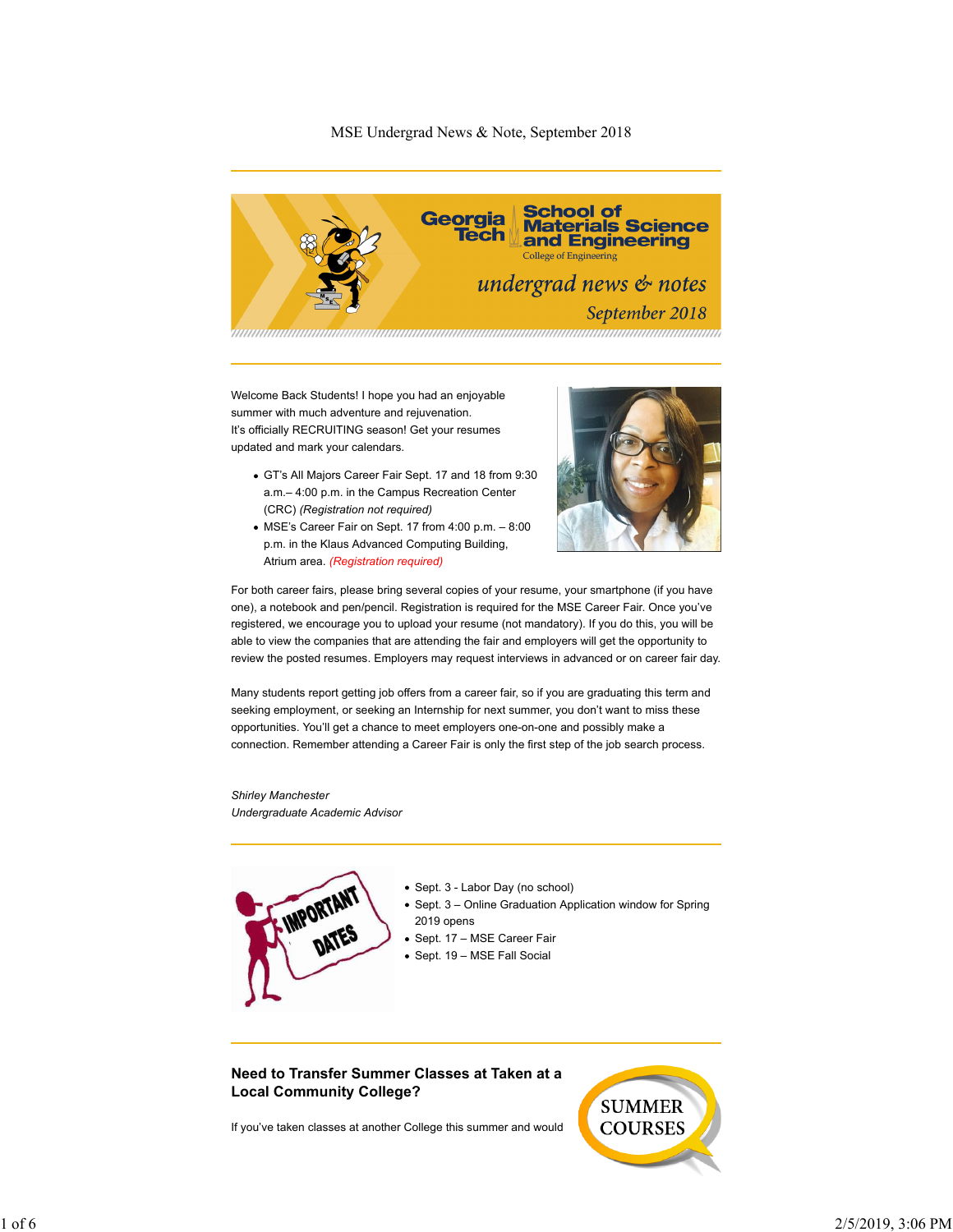MSE Undergrad News & Note, September 2018

Georgia Tech | School of Materials Science and Engineering
College of Engineering

*undergrad news & notes*

*September 2018*

Welcome Back Students! I hope you had an enjoyable summer with much adventure and rejuvenation.
It's officially RECRUITING season! Get your resumes updated and mark your calendars.

- GT's All Majors Career Fair Sept. 17 and 18 from 9:30 a.m.– 4:00 p.m. in the Campus Recreation Center (CRC) *(Registration not required)*
- MSE's Career Fair on Sept. 17 from 4:00 p.m. – 8:00 p.m. in the Klaus Advanced Computing Building, Atrium area. *(Registration required)*

For both career fairs, please bring several copies of your resume, your smartphone (if you have one), a notebook and pen/pencil. Registration is required for the MSE Career Fair. Once you've registered, we encourage you to upload your resume (not mandatory). If you do this, you will be able to view the companies that are attending the fair and employers will get the opportunity to review the posted resumes. Employers may request interviews in advanced or on career fair day.

Many students report getting job offers from a career fair, so if you are graduating this term and seeking employment, or seeking an Internship for next summer, you don't want to miss these opportunities. You'll get a chance to meet employers one-on-one and possibly make a connection. Remember attending a Career Fair is only the first step of the job search process.

*Shirley Manchester*
*Undergraduate Academic Advisor*

IMPORTANT DATES

- Sept. 3 - Labor Day (no school)
- Sept. 3 – Online Graduation Application window for Spring 2019 opens
- Sept. 17 – MSE Career Fair
- Sept. 19 – MSE Fall Social

## Need to Transfer Summer Classes at Taken at a Local Community College?

SUMMER COURSES

If you've taken classes at another College this summer and would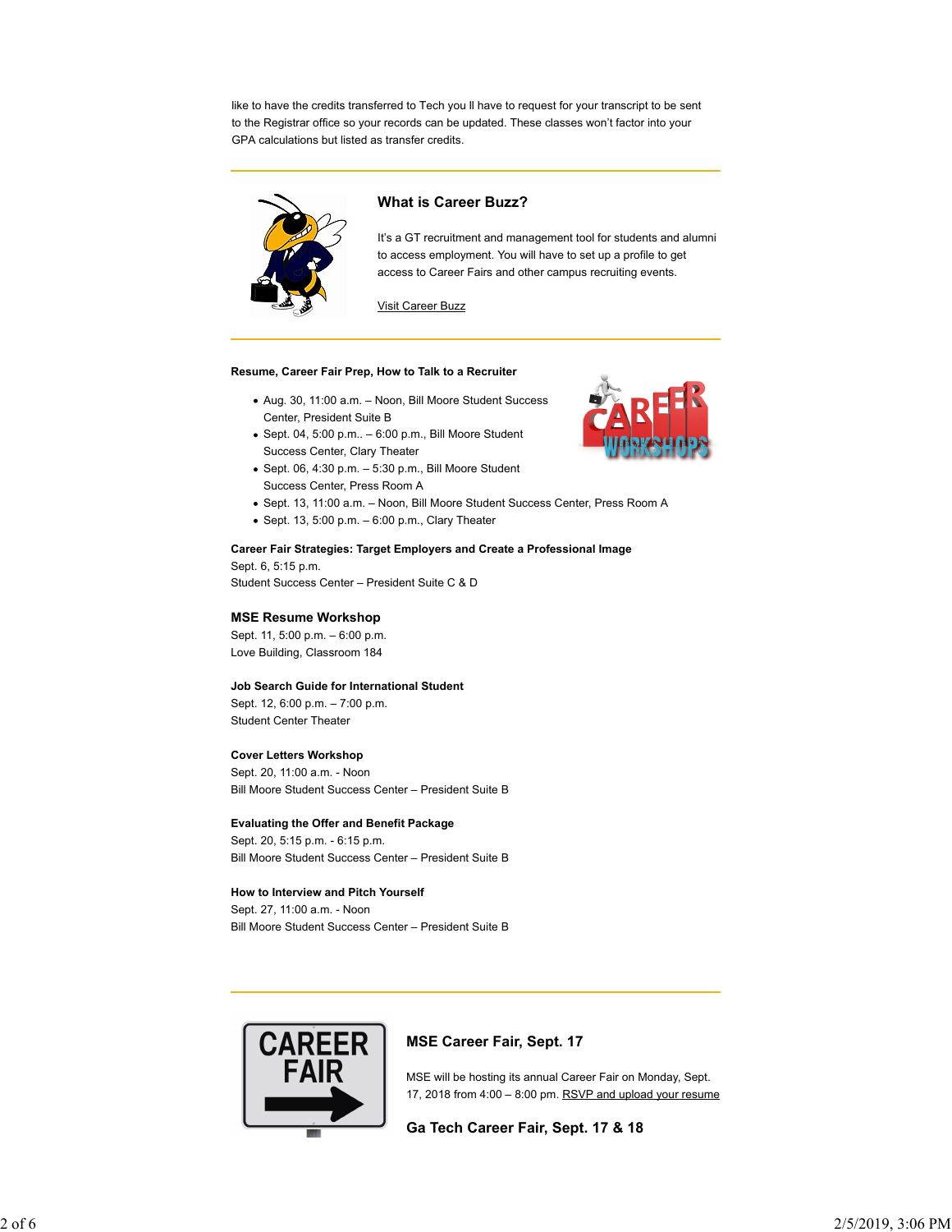like to have the credits transferred to Tech you ll have to request for your transcript to be sent to the Registrar office so your records can be updated. These classes won't factor into your GPA calculations but listed as transfer credits.

---

### What is Career Buzz?

It's a GT recruitment and management tool for students and alumni to access employment. You will have to set up a profile to get access to Career Fairs and other campus recruiting events.

Visit Career Buzz

---

**Resume, Career Fair Prep, How to Talk to a Recruiter**

- Aug. 30, 11:00 a.m. – Noon, Bill Moore Student Success Center, President Suite B
- Sept. 04, 5:00 p.m.. – 6:00 p.m., Bill Moore Student Success Center, Clary Theater
- Sept. 06, 4:30 p.m. – 5:30 p.m., Bill Moore Student Success Center, Press Room A
- Sept. 13, 11:00 a.m. – Noon, Bill Moore Student Success Center, Press Room A
- Sept. 13, 5:00 p.m. – 6:00 p.m., Clary Theater

**Career Fair Strategies: Target Employers and Create a Professional Image**
Sept. 6, 5:15 p.m.
Student Success Center – President Suite C & D

### MSE Resume Workshop

Sept. 11, 5:00 p.m. – 6:00 p.m.
Love Building, Classroom 184

**Job Search Guide for International Student**
Sept. 12, 6:00 p.m. – 7:00 p.m.
Student Center Theater

**Cover Letters Workshop**
Sept. 20, 11:00 a.m. - Noon
Bill Moore Student Success Center – President Suite B

**Evaluating the Offer and Benefit Package**
Sept. 20, 5:15 p.m. - 6:15 p.m.
Bill Moore Student Success Center – President Suite B

**How to Interview and Pitch Yourself**
Sept. 27, 11:00 a.m. - Noon
Bill Moore Student Success Center – President Suite B

---

### MSE Career Fair, Sept. 17

MSE will be hosting its annual Career Fair on Monday, Sept. 17, 2018 from 4:00 – 8:00 pm. RSVP and upload your resume

### Ga Tech Career Fair, Sept. 17 & 18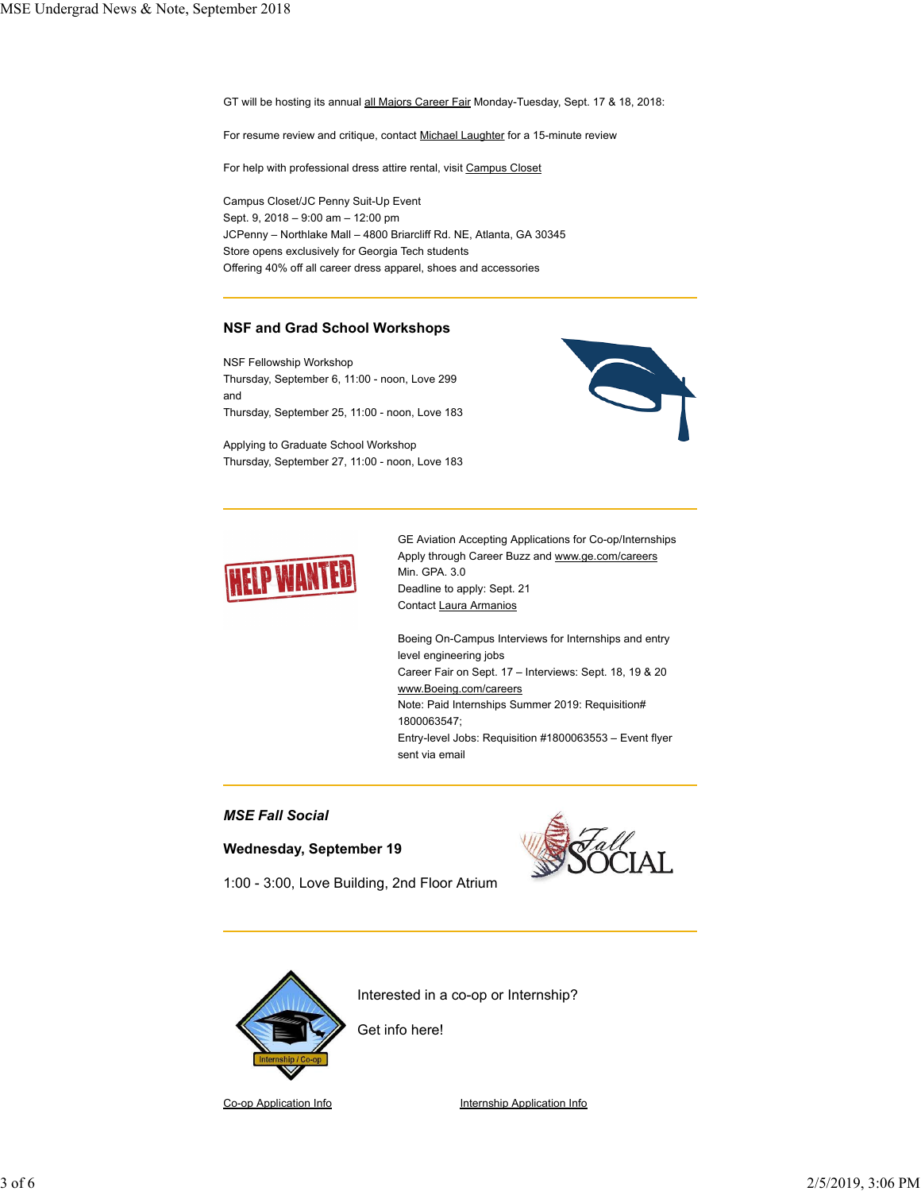GT will be hosting its annual all Majors Career Fair Monday-Tuesday, Sept. 17 & 18, 2018:

For resume review and critique, contact Michael Laughter for a 15-minute review

For help with professional dress attire rental, visit Campus Closet

Campus Closet/JC Penny Suit-Up Event
Sept. 9, 2018 – 9:00 am – 12:00 pm
JCPenny – Northlake Mall – 4800 Briarcliff Rd. NE, Atlanta, GA 30345
Store opens exclusively for Georgia Tech students
Offering 40% off all career dress apparel, shoes and accessories

---

## NSF and Grad School Workshops

NSF Fellowship Workshop
Thursday, September 6, 11:00 - noon, Love 299
and
Thursday, September 25, 11:00 - noon, Love 183

Applying to Graduate School Workshop
Thursday, September 27, 11:00 - noon, Love 183

---

GE Aviation Accepting Applications for Co-op/Internships
Apply through Career Buzz and www.ge.com/careers
Min. GPA. 3.0
Deadline to apply: Sept. 21
Contact Laura Armanios

Boeing On-Campus Interviews for Internships and entry level engineering jobs
Career Fair on Sept. 17 – Interviews: Sept. 18, 19 & 20
www.Boeing.com/careers
Note: Paid Internships Summer 2019: Requisition# 1800063547;
Entry-level Jobs: Requisition #1800063553 – Event flyer sent via email

---

***MSE Fall Social***

**Wednesday, September 19**

1:00 - 3:00, Love Building, 2nd Floor Atrium

---

Interested in a co-op or Internship?

Get info here!

Co-op Application Info

Internship Application Info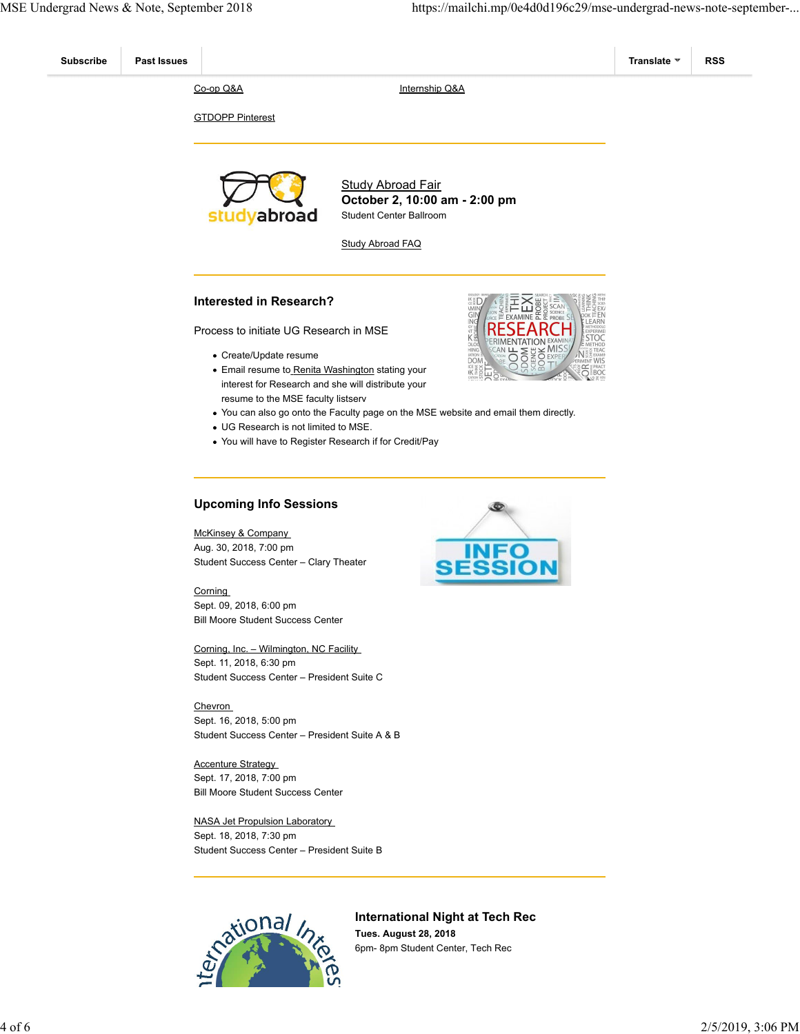Subscribe | Past Issues | Translate | RSS

Co-op Q&A

Internship Q&A

GTDOPP Pinterest

---

Study Abroad Fair
**October 2, 10:00 am - 2:00 pm**
Student Center Ballroom

Study Abroad FAQ

---

### Interested in Research?

Process to initiate UG Research in MSE

- Create/Update resume
- Email resume to Renita Washington stating your interest for Research and she will distribute your resume to the MSE faculty listserv
- You can also go onto the Faculty page on the MSE website and email them directly.
- UG Research is not limited to MSE.
- You will have to Register Research if for Credit/Pay

---

### Upcoming Info Sessions

McKinsey & Company
Aug. 30, 2018, 7:00 pm
Student Success Center – Clary Theater

Corning
Sept. 09, 2018, 6:00 pm
Bill Moore Student Success Center

Corning, Inc. – Wilmington, NC Facility
Sept. 11, 2018, 6:30 pm
Student Success Center – President Suite C

Chevron
Sept. 16, 2018, 5:00 pm
Student Success Center – President Suite A & B

Accenture Strategy
Sept. 17, 2018, 7:00 pm
Bill Moore Student Success Center

NASA Jet Propulsion Laboratory
Sept. 18, 2018, 7:30 pm
Student Success Center – President Suite B

---

### International Night at Tech Rec

**Tues. August 28, 2018**
6pm- 8pm Student Center, Tech Rec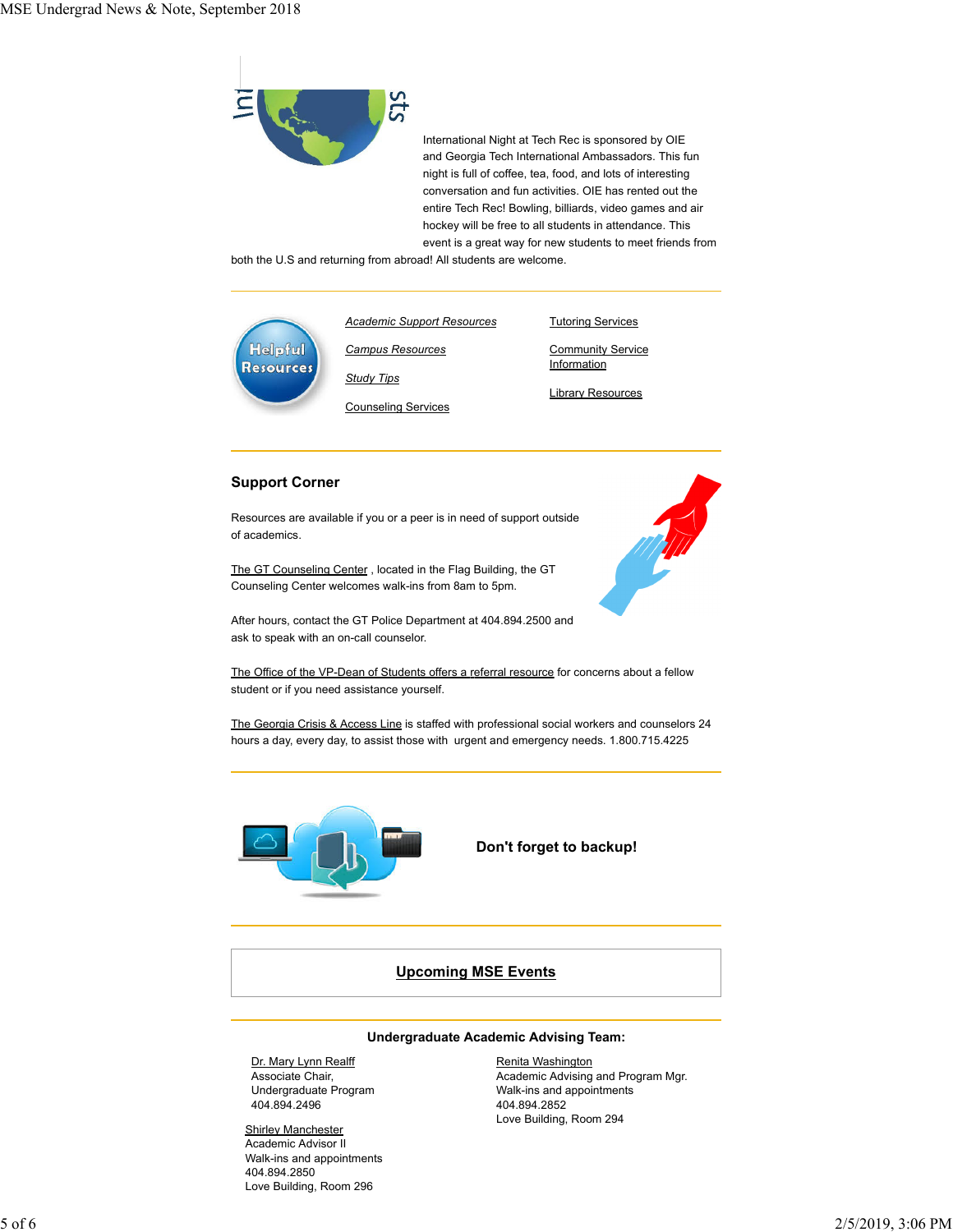International Night at Tech Rec is sponsored by OIE and Georgia Tech International Ambassadors. This fun night is full of coffee, tea, food, and lots of interesting conversation and fun activities. OIE has rented out the entire Tech Rec! Bowling, billiards, video games and air hockey will be free to all students in attendance. This event is a great way for new students to meet friends from both the U.S and returning from abroad! All students are welcome.

---

*Academic Support Resources*

*Campus Resources*

*Study Tips*

Counseling Services

Tutoring Services

Community Service Information

Library Resources

---

## Support Corner

Resources are available if you or a peer is in need of support outside of academics.

The GT Counseling Center , located in the Flag Building, the GT Counseling Center welcomes walk-ins from 8am to 5pm.

After hours, contact the GT Police Department at 404.894.2500 and ask to speak with an on-call counselor.

The Office of the VP-Dean of Students offers a referral resource for concerns about a fellow student or if you need assistance yourself.

The Georgia Crisis & Access Line is staffed with professional social workers and counselors 24 hours a day, every day, to assist those with urgent and emergency needs. 1.800.715.4225

---

**Don't forget to backup!**

---

**Upcoming MSE Events**

---

**Undergraduate Academic Advising Team:**

Dr. Mary Lynn Realff
Associate Chair,
Undergraduate Program
404.894.2496

Shirley Manchester
Academic Advisor II
Walk-ins and appointments
404.894.2850
Love Building, Room 296

Renita Washington
Academic Advising and Program Mgr.
Walk-ins and appointments
404.894.2852
Love Building, Room 294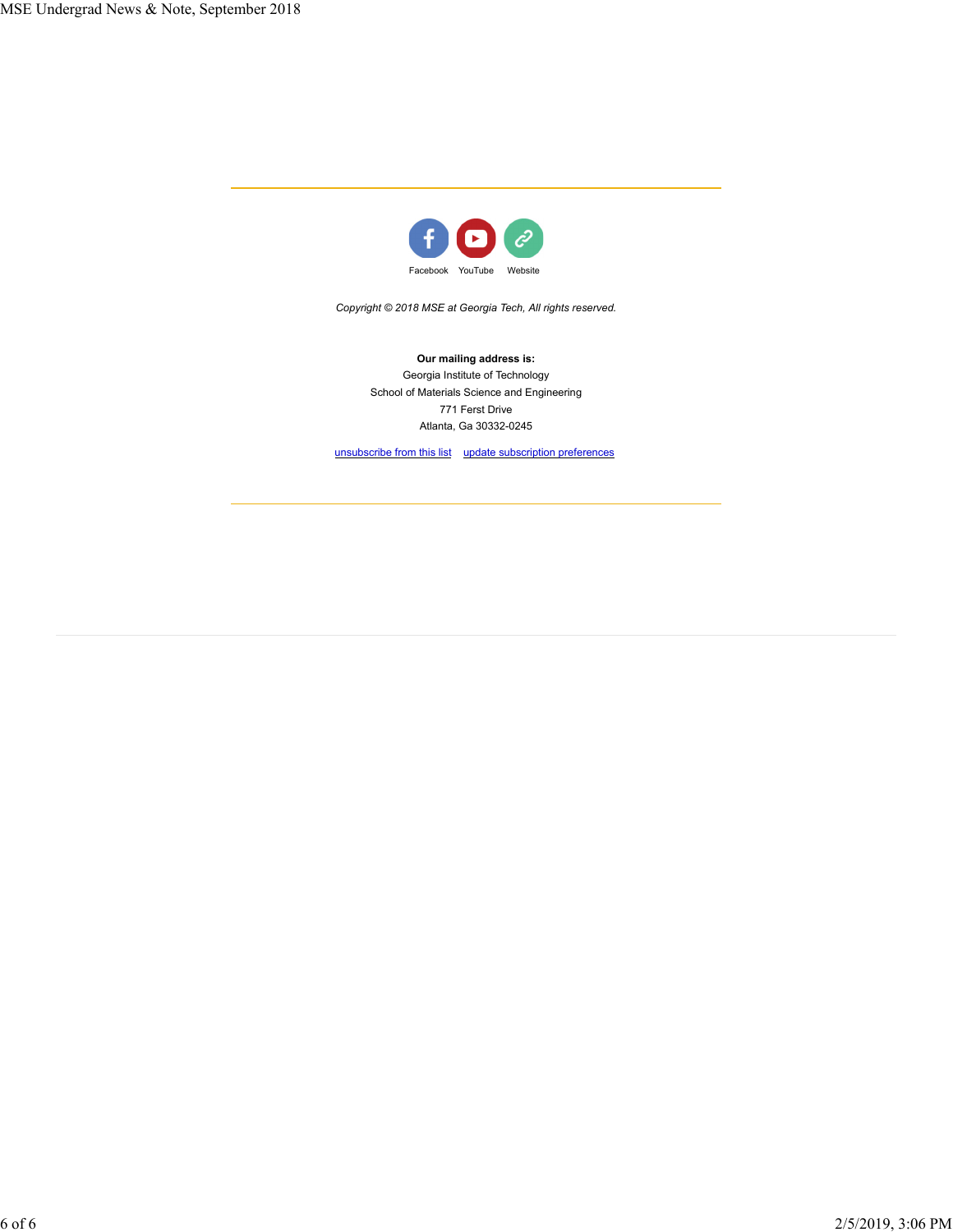Facebook YouTube Website

*Copyright © 2018 MSE at Georgia Tech, All rights reserved.*

**Our mailing address is:**
Georgia Institute of Technology
School of Materials Science and Engineering
771 Ferst Drive
Atlanta, Ga 30332-0245

unsubscribe from this list update subscription preferences